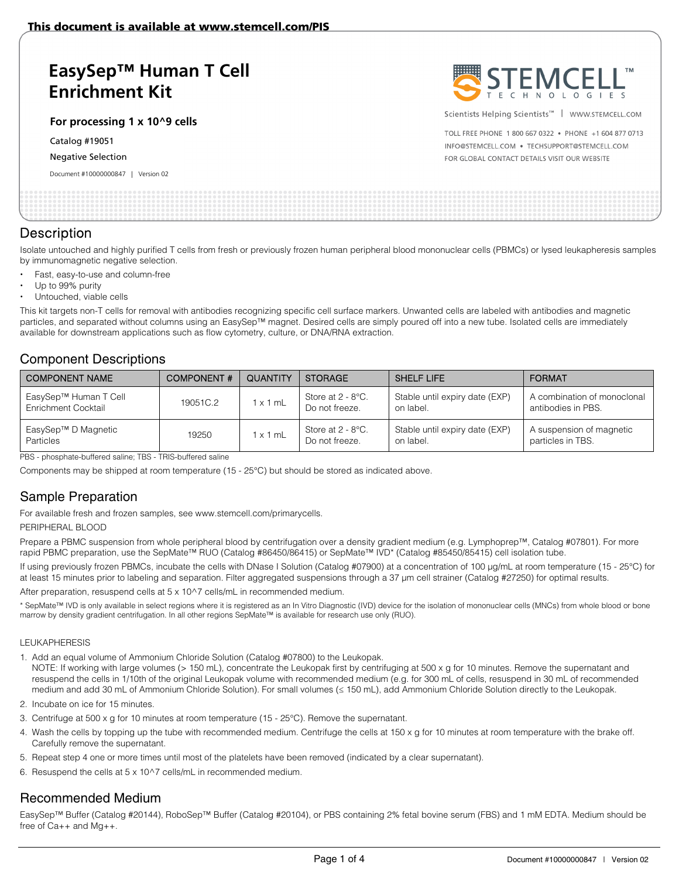This document is available at www.stemcell.com/PIS

# EasySep™ Human T Cell Enrichment Kit

**For processing 1 x 10^9 cells**

Catalog #19051

Negative Selection

Document #10000000847 | Version 02

Scientists Helping Scientists™ | WWW.STEMCELL.COM

TOLL FREE PHONE 1 800 667 0322 • PHONE +1 604 877 0713

INFO@STEMCELL.COM • TECHSUPPORT@STEMCELL.COM

FOR GLOBAL CONTACT DETAILS VISIT OUR WEBSITE

## Description

Isolate untouched and highly purified T cells from fresh or previously frozen human peripheral blood mononuclear cells (PBMCs) or lysed leukapheresis samples by immunomagnetic negative selection.

- Fast, easy-to-use and column-free
- Up to 99% purity
- Untouched, viable cells

This kit targets non-T cells for removal with antibodies recognizing specific cell surface markers. Unwanted cells are labeled with antibodies and magnetic particles, and separated without columns using an EasySep™ magnet. Desired cells are simply poured off into a new tube. Isolated cells are immediately available for downstream applications such as flow cytometry, culture, or DNA/RNA extraction.

## Component Descriptions

| COMPONENT NAME | COMPONENT # | QUANTITY | STORAGE | SHELF LIFE | FORMAT |
|---|---|---|---|---|---|
| EasySep™ Human T Cell Enrichment Cocktail | 19051C.2 | 1 x 1 mL | Store at 2 - 8°C. Do not freeze. | Stable until expiry date (EXP) on label. | A combination of monoclonal antibodies in PBS. |
| EasySep™ D Magnetic Particles | 19250 | 1 x 1 mL | Store at 2 - 8°C. Do not freeze. | Stable until expiry date (EXP) on label. | A suspension of magnetic particles in TBS. |

PBS - phosphate-buffered saline; TBS - TRIS-buffered saline

Components may be shipped at room temperature (15 - 25°C) but should be stored as indicated above.

## Sample Preparation

For available fresh and frozen samples, see www.stemcell.com/primarycells.

PERIPHERAL BLOOD

Prepare a PBMC suspension from whole peripheral blood by centrifugation over a density gradient medium (e.g. Lymphoprep™, Catalog #07801). For more rapid PBMC preparation, use the SepMate™ RUO (Catalog #86450/86415) or SepMate™ IVD* (Catalog #85450/85415) cell isolation tube.

If using previously frozen PBMCs, incubate the cells with DNase I Solution (Catalog #07900) at a concentration of 100 µg/mL at room temperature (15 - 25°C) for at least 15 minutes prior to labeling and separation. Filter aggregated suspensions through a 37 µm cell strainer (Catalog #27250) for optimal results.

After preparation, resuspend cells at 5 x 10^7 cells/mL in recommended medium.

\* SepMate™ IVD is only available in select regions where it is registered as an In Vitro Diagnostic (IVD) device for the isolation of mononuclear cells (MNCs) from whole blood or bone marrow by density gradient centrifugation. In all other regions SepMate™ is available for research use only (RUO).

LEUKAPHERESIS

1. Add an equal volume of Ammonium Chloride Solution (Catalog #07800) to the Leukopak.
   NOTE: If working with large volumes (> 150 mL), concentrate the Leukopak first by centrifuging at 500 x g for 10 minutes. Remove the supernatant and resuspend the cells in 1/10th of the original Leukopak volume with recommended medium (e.g. for 300 mL of cells, resuspend in 30 mL of recommended medium and add 30 mL of Ammonium Chloride Solution). For small volumes (≤ 150 mL), add Ammonium Chloride Solution directly to the Leukopak.
2. Incubate on ice for 15 minutes.
3. Centrifuge at 500 x g for 10 minutes at room temperature (15 - 25°C). Remove the supernatant.
4. Wash the cells by topping up the tube with recommended medium. Centrifuge the cells at 150 x g for 10 minutes at room temperature with the brake off. Carefully remove the supernatant.
5. Repeat step 4 one or more times until most of the platelets have been removed (indicated by a clear supernatant).
6. Resuspend the cells at 5 x 10^7 cells/mL in recommended medium.

## Recommended Medium

EasySep™ Buffer (Catalog #20144), RoboSep™ Buffer (Catalog #20104), or PBS containing 2% fetal bovine serum (FBS) and 1 mM EDTA. Medium should be free of Ca++ and Mg++.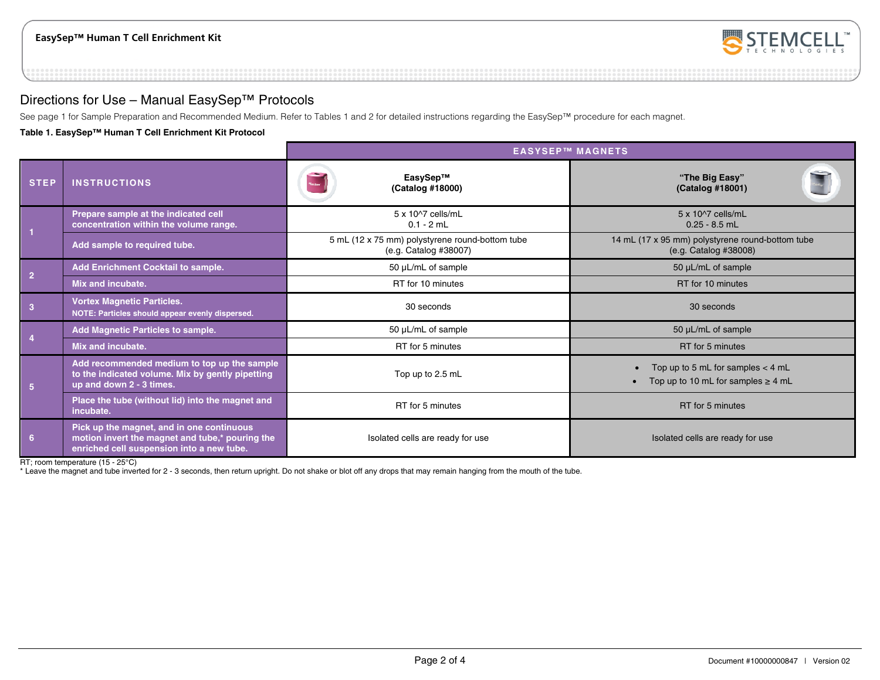# Directions for Use – Manual EasySep™ Protocols

See page 1 for Sample Preparation and Recommended Medium. Refer to Tables 1 and 2 for detailed instructions regarding the EasySep™ procedure for each magnet.

**Table 1. EasySep™ Human T Cell Enrichment Kit Protocol**

| | | EASYSEP™ MAGNETS | |
|---|---|---|---|
| **STEP** | **INSTRUCTIONS** | **EasySep™ (Catalog #18000)** | **"The Big Easy" (Catalog #18001)** |
| 1 | **Prepare sample at the indicated cell concentration within the volume range.** | $5 \times 10^7$ cells/mL<br>0.1 - 2 mL | $5 \times 10^7$ cells/mL<br>0.25 - 8.5 mL |
| | **Add sample to required tube.** | 5 mL (12 x 75 mm) polystyrene round-bottom tube (e.g. Catalog #38007) | 14 mL (17 x 95 mm) polystyrene round-bottom tube (e.g. Catalog #38008) |
| 2 | **Add Enrichment Cocktail to sample.** | 50 µL/mL of sample | 50 µL/mL of sample |
| | **Mix and incubate.** | RT for 10 minutes | RT for 10 minutes |
| 3 | **Vortex Magnetic Particles.**<br>**NOTE: Particles should appear evenly dispersed.** | 30 seconds | 30 seconds |
| 4 | **Add Magnetic Particles to sample.** | 50 µL/mL of sample | 50 µL/mL of sample |
| | **Mix and incubate.** | RT for 5 minutes | RT for 5 minutes |
| 5 | **Add recommended medium to top up the sample to the indicated volume. Mix by gently pipetting up and down 2 - 3 times.** | Top up to 2.5 mL | • Top up to 5 mL for samples < 4 mL<br>• Top up to 10 mL for samples ≥ 4 mL |
| | **Place the tube (without lid) into the magnet and incubate.** | RT for 5 minutes | RT for 5 minutes |
| 6 | **Pick up the magnet, and in one continuous motion invert the magnet and tube,* pouring the enriched cell suspension into a new tube.** | Isolated cells are ready for use | Isolated cells are ready for use |

RT; room temperature (15 - 25°C)

* Leave the magnet and tube inverted for 2 - 3 seconds, then return upright. Do not shake or blot off any drops that may remain hanging from the mouth of the tube.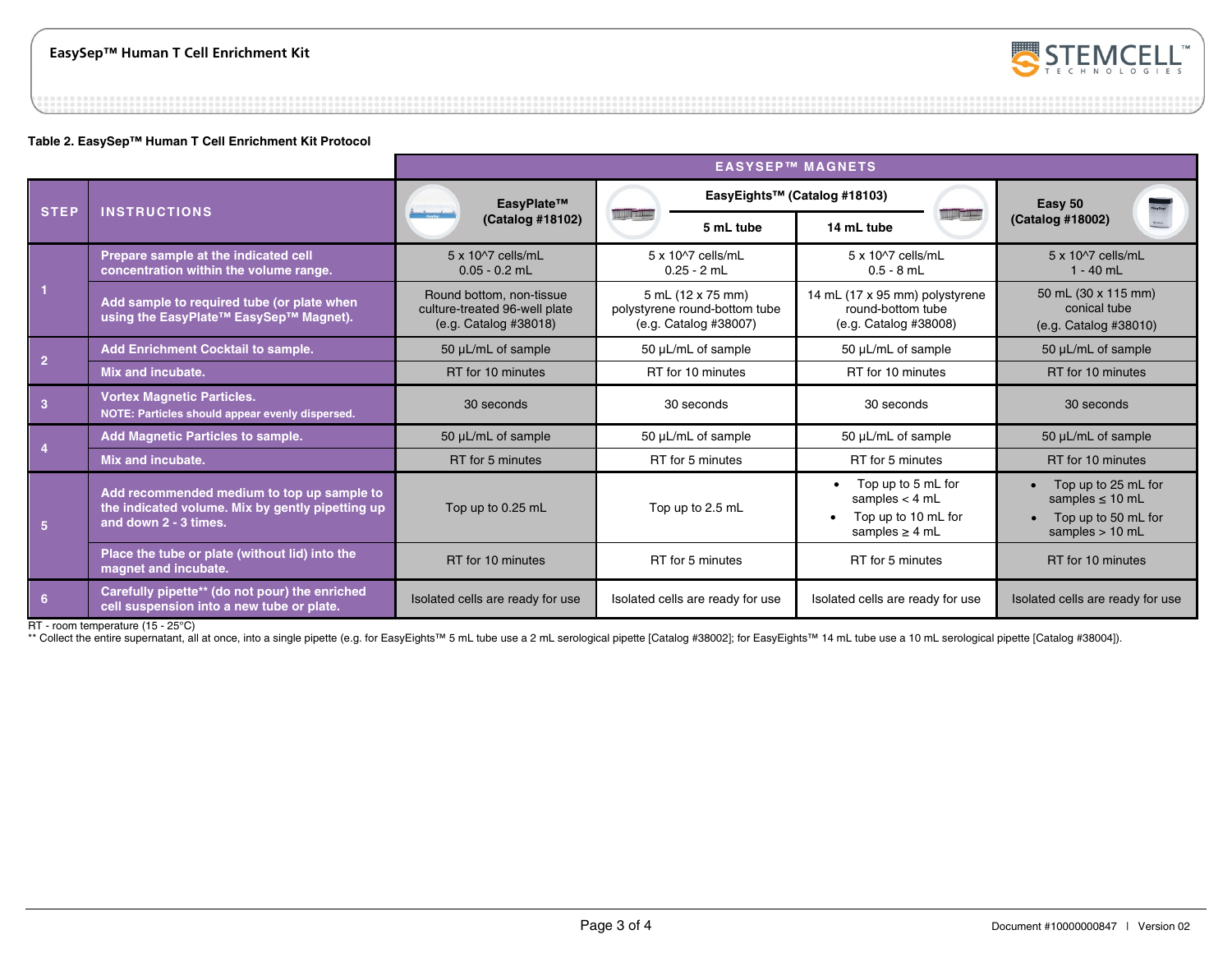**Table 2. EasySep™ Human T Cell Enrichment Kit Protocol**

| STEP | INSTRUCTIONS | EASYSEP™ MAGNETS | | | |
|---|---|---|---|---|---|
| | | EasyPlate™ (Catalog #18102) | EasyEights™ (Catalog #18103) 5 mL tube | EasyEights™ (Catalog #18103) 14 mL tube | Easy 50 (Catalog #18002) |
| 1 | Prepare sample at the indicated cell concentration within the volume range. | 5 x 10^7 cells/mL<br>0.05 - 0.2 mL | 5 x 10^7 cells/mL<br>0.25 - 2 mL | 5 x 10^7 cells/mL<br>0.5 - 8 mL | 5 x 10^7 cells/mL<br>1 - 40 mL |
| | Add sample to required tube (or plate when using the EasyPlate™ EasySep™ Magnet). | Round bottom, non-tissue culture-treated 96-well plate (e.g. Catalog #38018) | 5 mL (12 x 75 mm) polystyrene round-bottom tube (e.g. Catalog #38007) | 14 mL (17 x 95 mm) polystyrene round-bottom tube (e.g. Catalog #38008) | 50 mL (30 x 115 mm) conical tube (e.g. Catalog #38010) |
| 2 | Add Enrichment Cocktail to sample. | 50 µL/mL of sample | 50 µL/mL of sample | 50 µL/mL of sample | 50 µL/mL of sample |
| | Mix and incubate. | RT for 10 minutes | RT for 10 minutes | RT for 10 minutes | RT for 10 minutes |
| 3 | Vortex Magnetic Particles.<br>NOTE: Particles should appear evenly dispersed. | 30 seconds | 30 seconds | 30 seconds | 30 seconds |
| 4 | Add Magnetic Particles to sample. | 50 µL/mL of sample | 50 µL/mL of sample | 50 µL/mL of sample | 50 µL/mL of sample |
| | Mix and incubate. | RT for 5 minutes | RT for 5 minutes | RT for 5 minutes | RT for 10 minutes |
| 5 | Add recommended medium to top up sample to the indicated volume. Mix by gently pipetting up and down 2 - 3 times. | Top up to 0.25 mL | Top up to 2.5 mL | • Top up to 5 mL for samples < 4 mL<br>• Top up to 10 mL for samples ≥ 4 mL | • Top up to 25 mL for samples ≤ 10 mL<br>• Top up to 50 mL for samples > 10 mL |
| | Place the tube or plate (without lid) into the magnet and incubate. | RT for 10 minutes | RT for 5 minutes | RT for 5 minutes | RT for 10 minutes |
| 6 | Carefully pipette** (do not pour) the enriched cell suspension into a new tube or plate. | Isolated cells are ready for use | Isolated cells are ready for use | Isolated cells are ready for use | Isolated cells are ready for use |

RT - room temperature (15 - 25°C)

** Collect the entire supernatant, all at once, into a single pipette (e.g. for EasyEights™ 5 mL tube use a 2 mL serological pipette [Catalog #38002]; for EasyEights™ 14 mL tube use a 10 mL serological pipette [Catalog #38004]).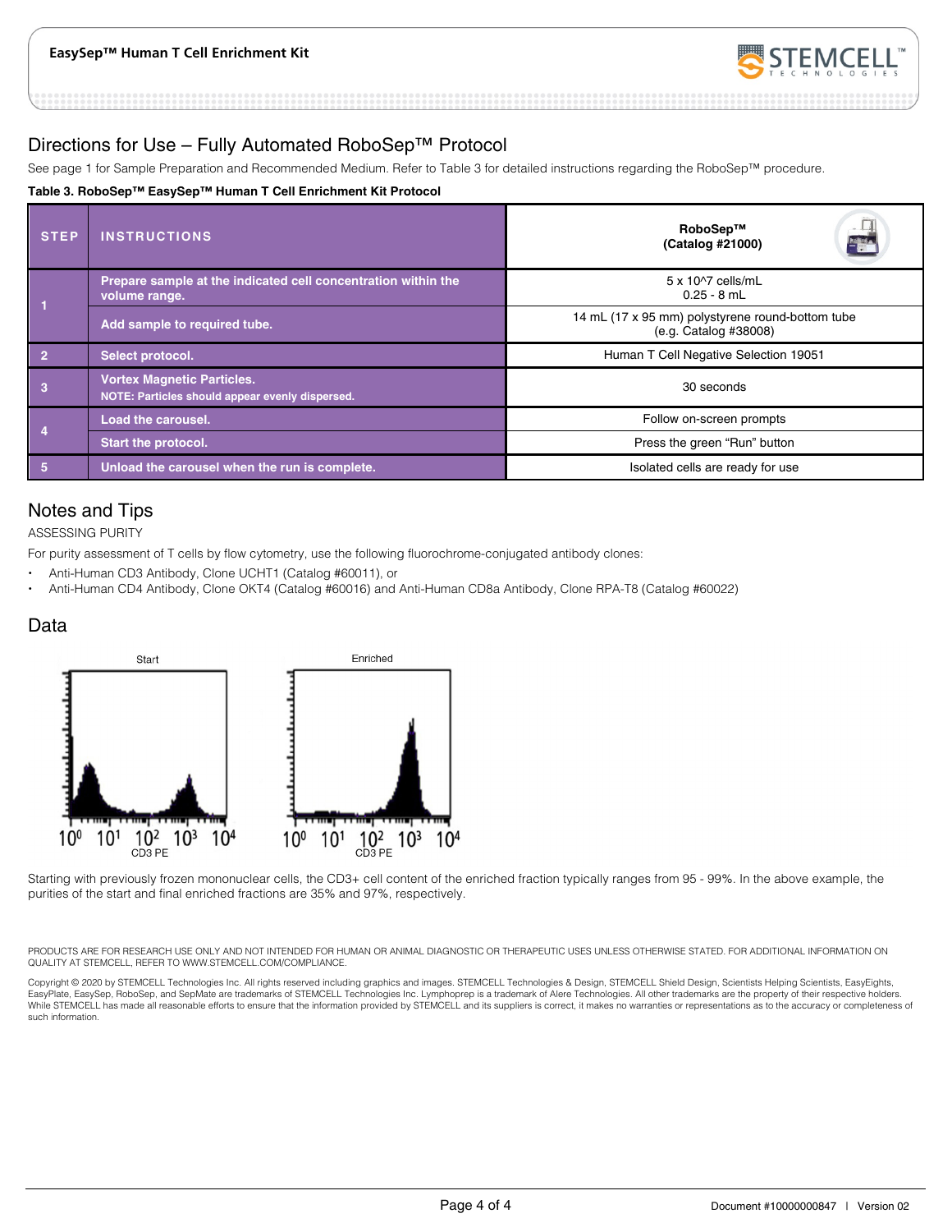# Directions for Use – Fully Automated RoboSep™ Protocol

See page 1 for Sample Preparation and Recommended Medium. Refer to Table 3 for detailed instructions regarding the RoboSep™ procedure.

**Table 3. RoboSep™ EasySep™ Human T Cell Enrichment Kit Protocol**

| STEP | INSTRUCTIONS | RoboSep™ (Catalog #21000) |
|---|---|---|
| 1 | Prepare sample at the indicated cell concentration within the volume range. | 5 x 10^7 cells/mL<br>0.25 - 8 mL |
| | Add sample to required tube. | 14 mL (17 x 95 mm) polystyrene round-bottom tube (e.g. Catalog #38008) |
| 2 | Select protocol. | Human T Cell Negative Selection 19051 |
| 3 | Vortex Magnetic Particles.<br>NOTE: Particles should appear evenly dispersed. | 30 seconds |
| 4 | Load the carousel. | Follow on-screen prompts |
| | Start the protocol. | Press the green "Run" button |
| 5 | Unload the carousel when the run is complete. | Isolated cells are ready for use |

## Notes and Tips

ASSESSING PURITY

For purity assessment of T cells by flow cytometry, use the following fluorochrome-conjugated antibody clones:

- Anti-Human CD3 Antibody, Clone UCHT1 (Catalog #60011), or
- Anti-Human CD4 Antibody, Clone OKT4 (Catalog #60016) and Anti-Human CD8a Antibody, Clone RPA-T8 (Catalog #60022)

## Data

Start

$10^0$ $10^1$ $10^2$ $10^3$ $10^4$

CD3 PE

Enriched

$10^0$ $10^1$ $10^2$ $10^3$ $10^4$

CD3 PE

Starting with previously frozen mononuclear cells, the CD3+ cell content of the enriched fraction typically ranges from 95 - 99%. In the above example, the purities of the start and final enriched fractions are 35% and 97%, respectively.

PRODUCTS ARE FOR RESEARCH USE ONLY AND NOT INTENDED FOR HUMAN OR ANIMAL DIAGNOSTIC OR THERAPEUTIC USES UNLESS OTHERWISE STATED. FOR ADDITIONAL INFORMATION ON QUALITY AT STEMCELL, REFER TO WWW.STEMCELL.COM/COMPLIANCE.

Copyright © 2020 by STEMCELL Technologies Inc. All rights reserved including graphics and images. STEMCELL Technologies & Design, STEMCELL Shield Design, Scientists Helping Scientists, EasyEights, EasyPlate, EasySep, RoboSep, and SepMate are trademarks of STEMCELL Technologies Inc. Lymphoprep is a trademark of Alere Technologies. All other trademarks are the property of their respective holders. While STEMCELL has made all reasonable efforts to ensure that the information provided by STEMCELL and its suppliers is correct, it makes no warranties or representations as to the accuracy or completeness of such information.

Document #10000000847 | Version 02